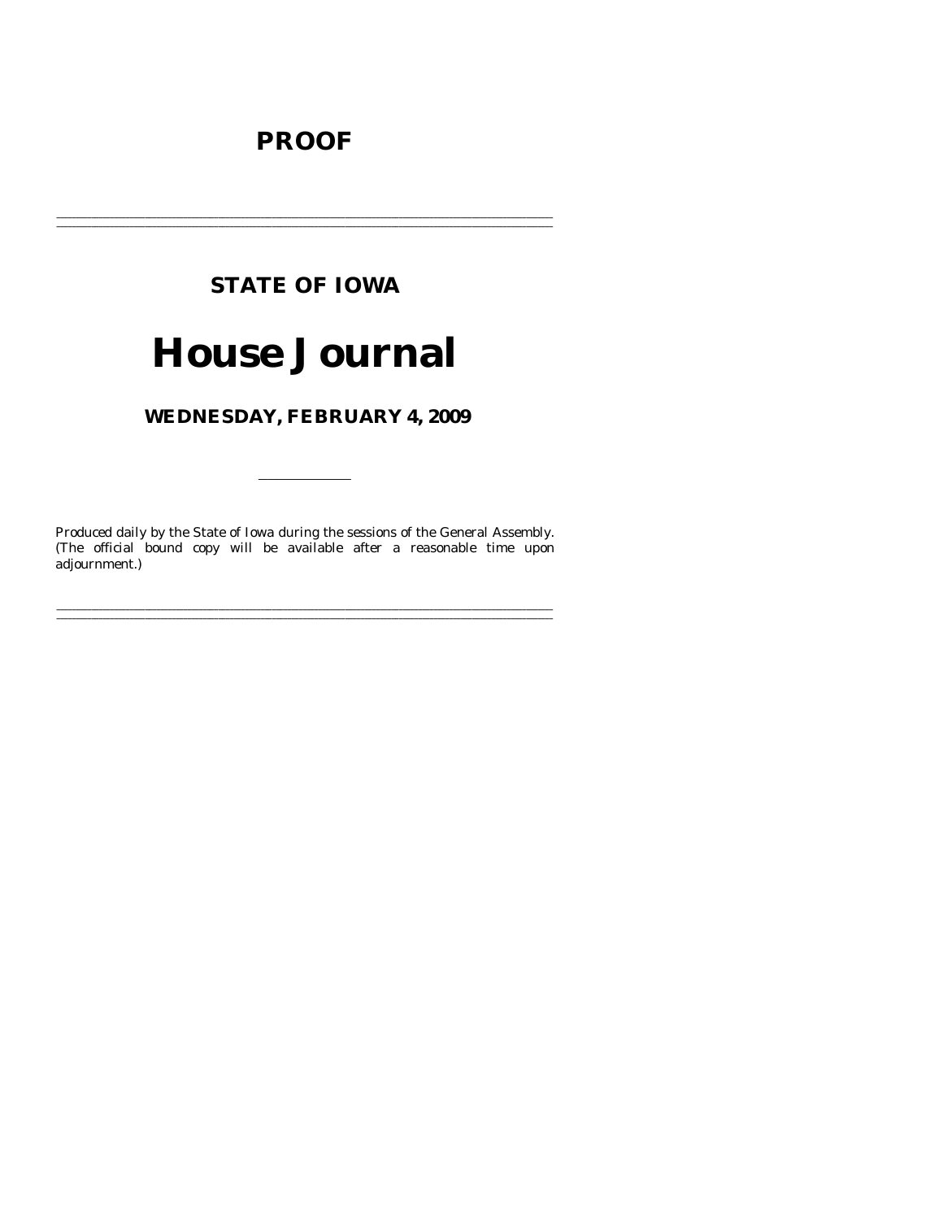# PROOF

---

## STATE OF IOWA

# House Journal

### WEDNESDAY, FEBRUARY 4, 2009

---

Produced daily by the State of Iowa during the sessions of the General Assembly. (The official bound copy will be available after a reasonable time upon adjournment.)

---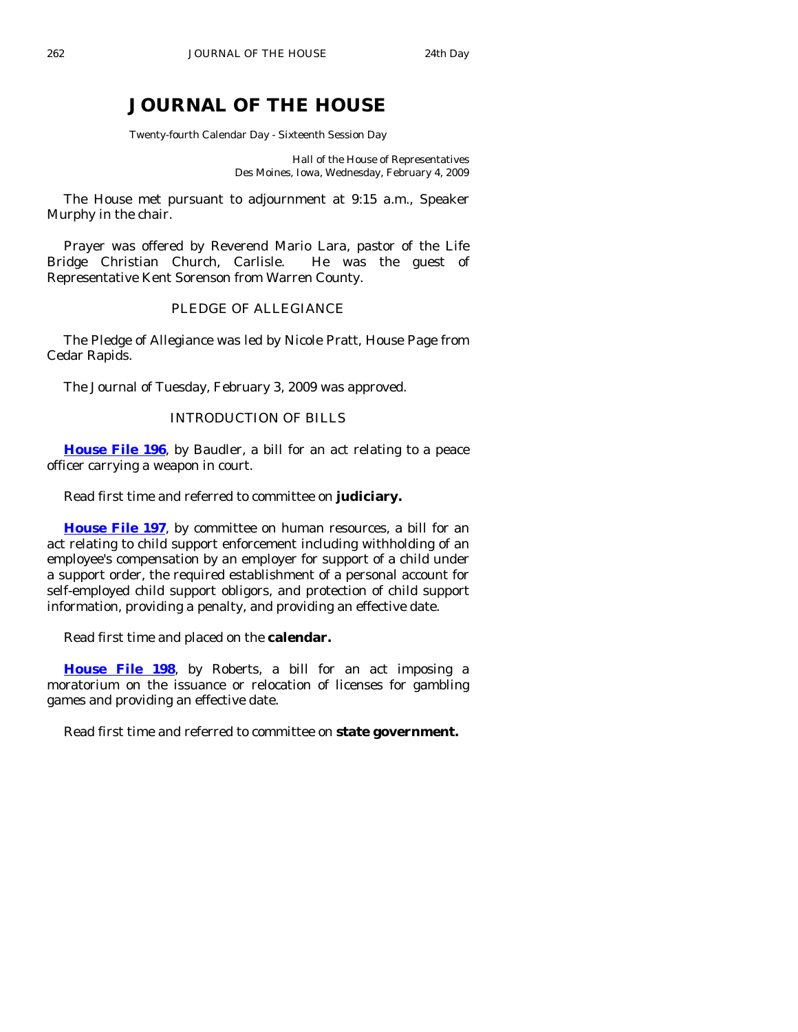# JOURNAL OF THE HOUSE

Twenty-fourth Calendar Day - Sixteenth Session Day

Hall of the House of Representatives
Des Moines, Iowa, Wednesday, February 4, 2009

The House met pursuant to adjournment at 9:15 a.m., Speaker Murphy in the chair.

Prayer was offered by Reverend Mario Lara, pastor of the Life Bridge Christian Church, Carlisle. He was the guest of Representative Kent Sorenson from Warren County.

PLEDGE OF ALLEGIANCE

The Pledge of Allegiance was led by Nicole Pratt, House Page from Cedar Rapids.

The Journal of Tuesday, February 3, 2009 was approved.

INTRODUCTION OF BILLS

**House File 196**, by Baudler, a bill for an act relating to a peace officer carrying a weapon in court.

Read first time and referred to committee on **judiciary.**

**House File 197**, by committee on human resources, a bill for an act relating to child support enforcement including withholding of an employee's compensation by an employer for support of a child under a support order, the required establishment of a personal account for self-employed child support obligors, and protection of child support information, providing a penalty, and providing an effective date.

Read first time and placed on the **calendar.**

**House File 198**, by Roberts, a bill for an act imposing a moratorium on the issuance or relocation of licenses for gambling games and providing an effective date.

Read first time and referred to committee on **state government.**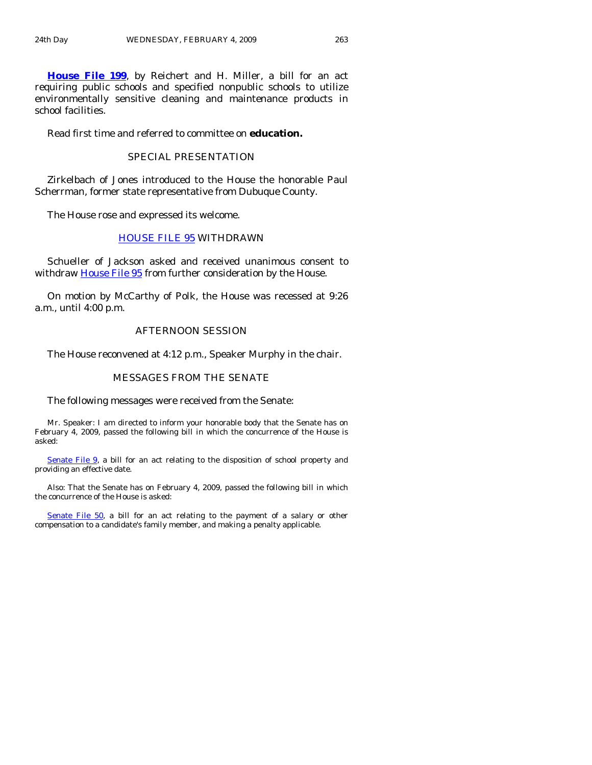**House File 199**, by Reichert and H. Miller, a bill for an act requiring public schools and specified nonpublic schools to utilize environmentally sensitive cleaning and maintenance products in school facilities.

Read first time and referred to committee on **education.**

## SPECIAL PRESENTATION

Zirkelbach of Jones introduced to the House the honorable Paul Scherrman, former state representative from Dubuque County.

The House rose and expressed its welcome.

## HOUSE FILE 95 WITHDRAWN

Schueller of Jackson asked and received unanimous consent to withdraw House File 95 from further consideration by the House.

On motion by McCarthy of Polk, the House was recessed at 9:26 a.m., until 4:00 p.m.

## AFTERNOON SESSION

The House reconvened at 4:12 p.m., Speaker Murphy in the chair.

## MESSAGES FROM THE SENATE

The following messages were received from the Senate:

Mr. Speaker: I am directed to inform your honorable body that the Senate has on February 4, 2009, passed the following bill in which the concurrence of the House is asked:

Senate File 9, a bill for an act relating to the disposition of school property and providing an effective date.

Also: That the Senate has on February 4, 2009, passed the following bill in which the concurrence of the House is asked:

Senate File 50, a bill for an act relating to the payment of a salary or other compensation to a candidate's family member, and making a penalty applicable.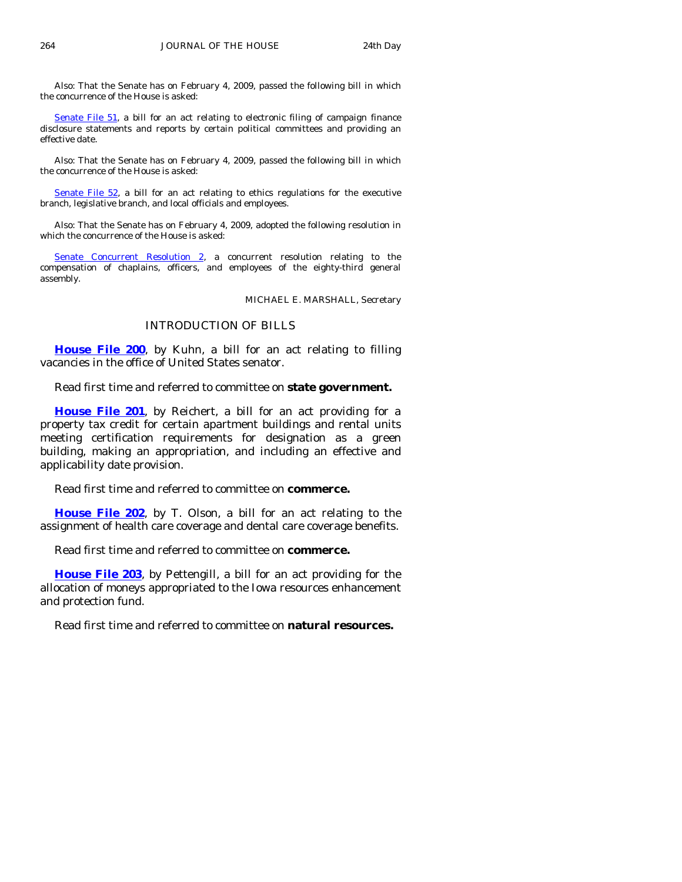Also: That the Senate has on February 4, 2009, passed the following bill in which the concurrence of the House is asked:

Senate File 51, a bill for an act relating to electronic filing of campaign finance disclosure statements and reports by certain political committees and providing an effective date.

Also: That the Senate has on February 4, 2009, passed the following bill in which the concurrence of the House is asked:

Senate File 52, a bill for an act relating to ethics regulations for the executive branch, legislative branch, and local officials and employees.

Also: That the Senate has on February 4, 2009, adopted the following resolution in which the concurrence of the House is asked:

Senate Concurrent Resolution 2, a concurrent resolution relating to the compensation of chaplains, officers, and employees of the eighty-third general assembly.

MICHAEL E. MARSHALL, Secretary

## INTRODUCTION OF BILLS

**House File 200**, by Kuhn, a bill for an act relating to filling vacancies in the office of United States senator.

Read first time and referred to committee on **state government.**

**House File 201**, by Reichert, a bill for an act providing for a property tax credit for certain apartment buildings and rental units meeting certification requirements for designation as a green building, making an appropriation, and including an effective and applicability date provision.

Read first time and referred to committee on **commerce.**

**House File 202**, by T. Olson, a bill for an act relating to the assignment of health care coverage and dental care coverage benefits.

Read first time and referred to committee on **commerce.**

**House File 203**, by Pettengill, a bill for an act providing for the allocation of moneys appropriated to the Iowa resources enhancement and protection fund.

Read first time and referred to committee on **natural resources.**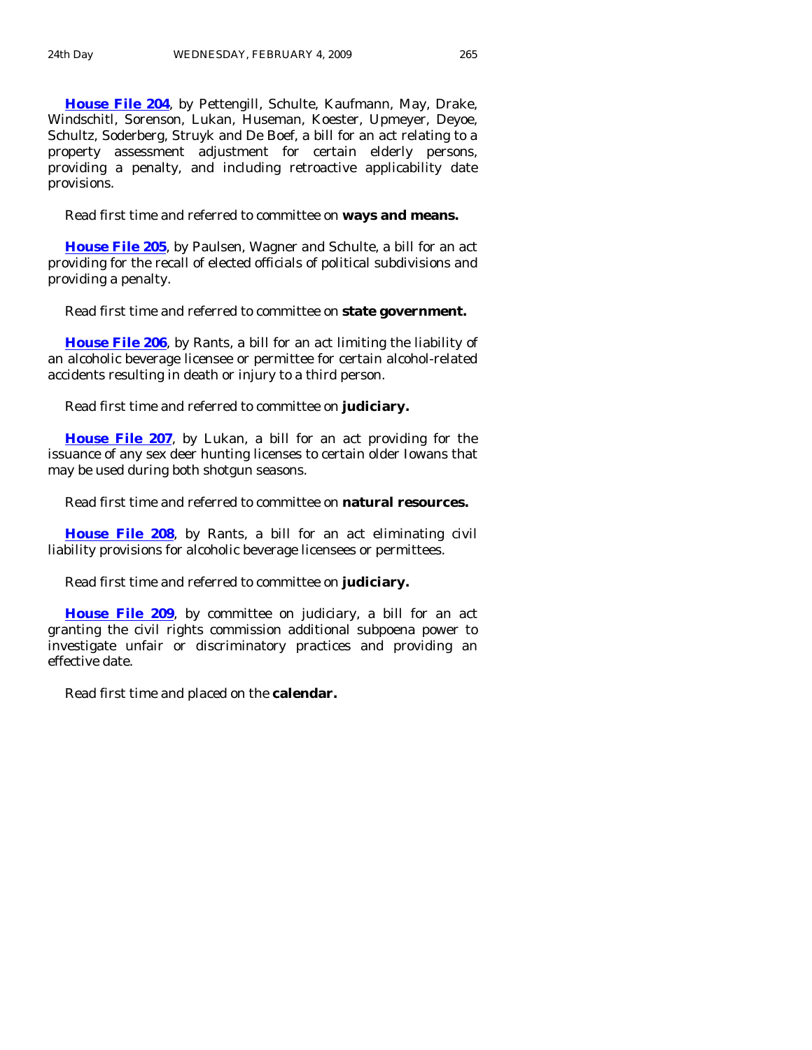**House File 204**, by Pettengill, Schulte, Kaufmann, May, Drake, Windschitl, Sorenson, Lukan, Huseman, Koester, Upmeyer, Deyoe, Schultz, Soderberg, Struyk and De Boef, a bill for an act relating to a property assessment adjustment for certain elderly persons, providing a penalty, and including retroactive applicability date provisions.

Read first time and referred to committee on **ways and means.**

**House File 205**, by Paulsen, Wagner and Schulte, a bill for an act providing for the recall of elected officials of political subdivisions and providing a penalty.

Read first time and referred to committee on **state government.**

**House File 206**, by Rants, a bill for an act limiting the liability of an alcoholic beverage licensee or permittee for certain alcohol-related accidents resulting in death or injury to a third person.

Read first time and referred to committee on **judiciary.**

**House File 207**, by Lukan, a bill for an act providing for the issuance of any sex deer hunting licenses to certain older Iowans that may be used during both shotgun seasons.

Read first time and referred to committee on **natural resources.**

**House File 208**, by Rants, a bill for an act eliminating civil liability provisions for alcoholic beverage licensees or permittees.

Read first time and referred to committee on **judiciary.**

**House File 209**, by committee on judiciary, a bill for an act granting the civil rights commission additional subpoena power to investigate unfair or discriminatory practices and providing an effective date.

Read first time and placed on the **calendar.**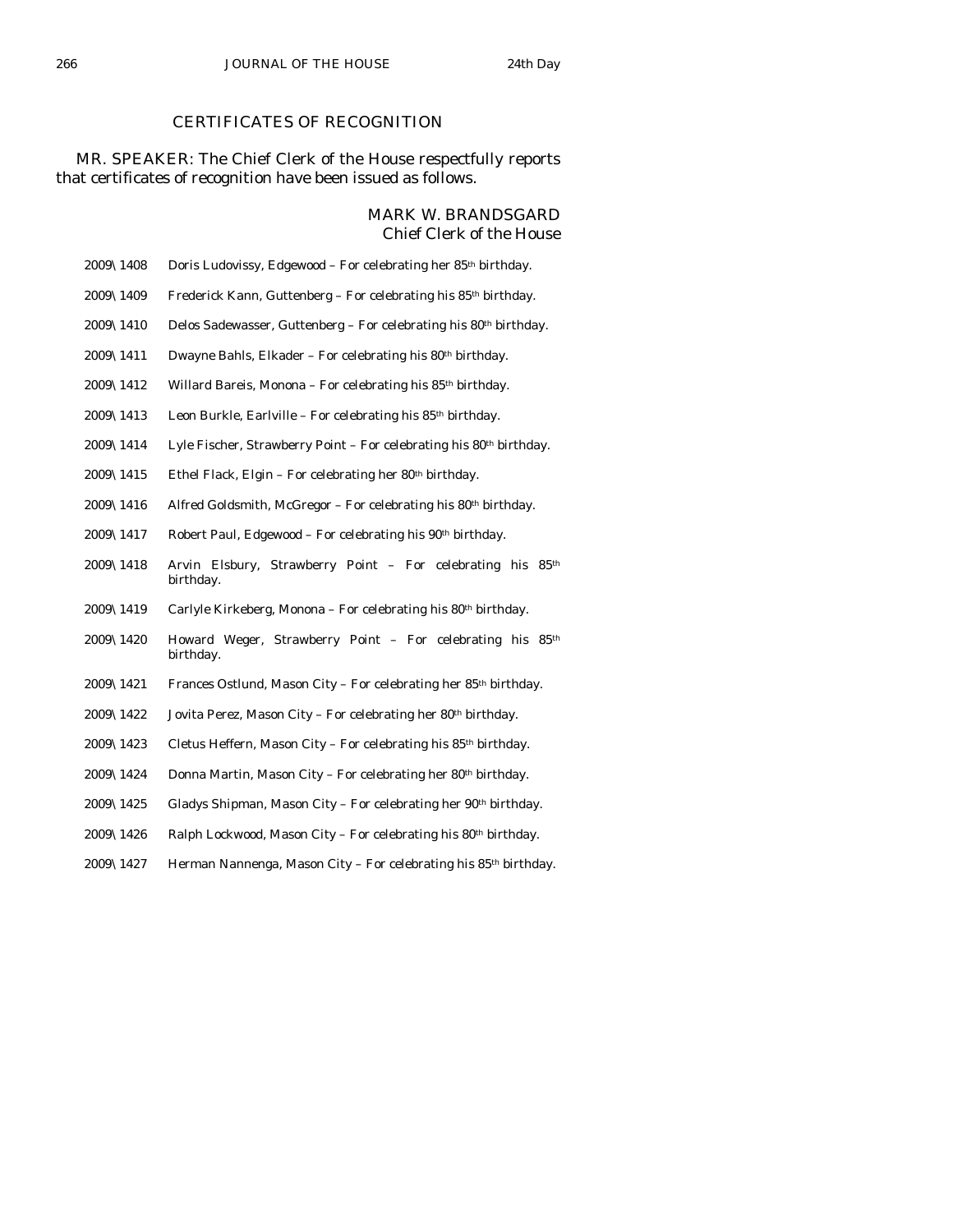## CERTIFICATES OF RECOGNITION

MR. SPEAKER: The Chief Clerk of the House respectfully reports that certificates of recognition have been issued as follows.

MARK W. BRANDSGARD
*Chief Clerk of the House*

2009\1408 Doris Ludovissy, Edgewood – For celebrating her 85th birthday.

2009\1409 Frederick Kann, Guttenberg – For celebrating his 85th birthday.

2009\1410 Delos Sadewasser, Guttenberg – For celebrating his 80th birthday.

2009\1411 Dwayne Bahls, Elkader – For celebrating his 80th birthday.

2009\1412 Willard Bareis, Monona – For celebrating his 85th birthday.

2009\1413 Leon Burkle, Earlville – For celebrating his 85th birthday.

2009\1414 Lyle Fischer, Strawberry Point – For celebrating his 80th birthday.

2009\1415 Ethel Flack, Elgin – For celebrating her 80th birthday.

2009\1416 Alfred Goldsmith, McGregor – For celebrating his 80th birthday.

2009\1417 Robert Paul, Edgewood – For celebrating his 90th birthday.

2009\1418 Arvin Elsbury, Strawberry Point – For celebrating his 85th birthday.

2009\1419 Carlyle Kirkeberg, Monona – For celebrating his 80th birthday.

2009\1420 Howard Weger, Strawberry Point – For celebrating his 85th birthday.

2009\1421 Frances Ostlund, Mason City – For celebrating her 85th birthday.

2009\1422 Jovita Perez, Mason City – For celebrating her 80th birthday.

2009\1423 Cletus Heffern, Mason City – For celebrating his 85th birthday.

2009\1424 Donna Martin, Mason City – For celebrating her 80th birthday.

2009\1425 Gladys Shipman, Mason City – For celebrating her 90th birthday.

2009\1426 Ralph Lockwood, Mason City – For celebrating his 80th birthday.

2009\1427 Herman Nannenga, Mason City – For celebrating his 85th birthday.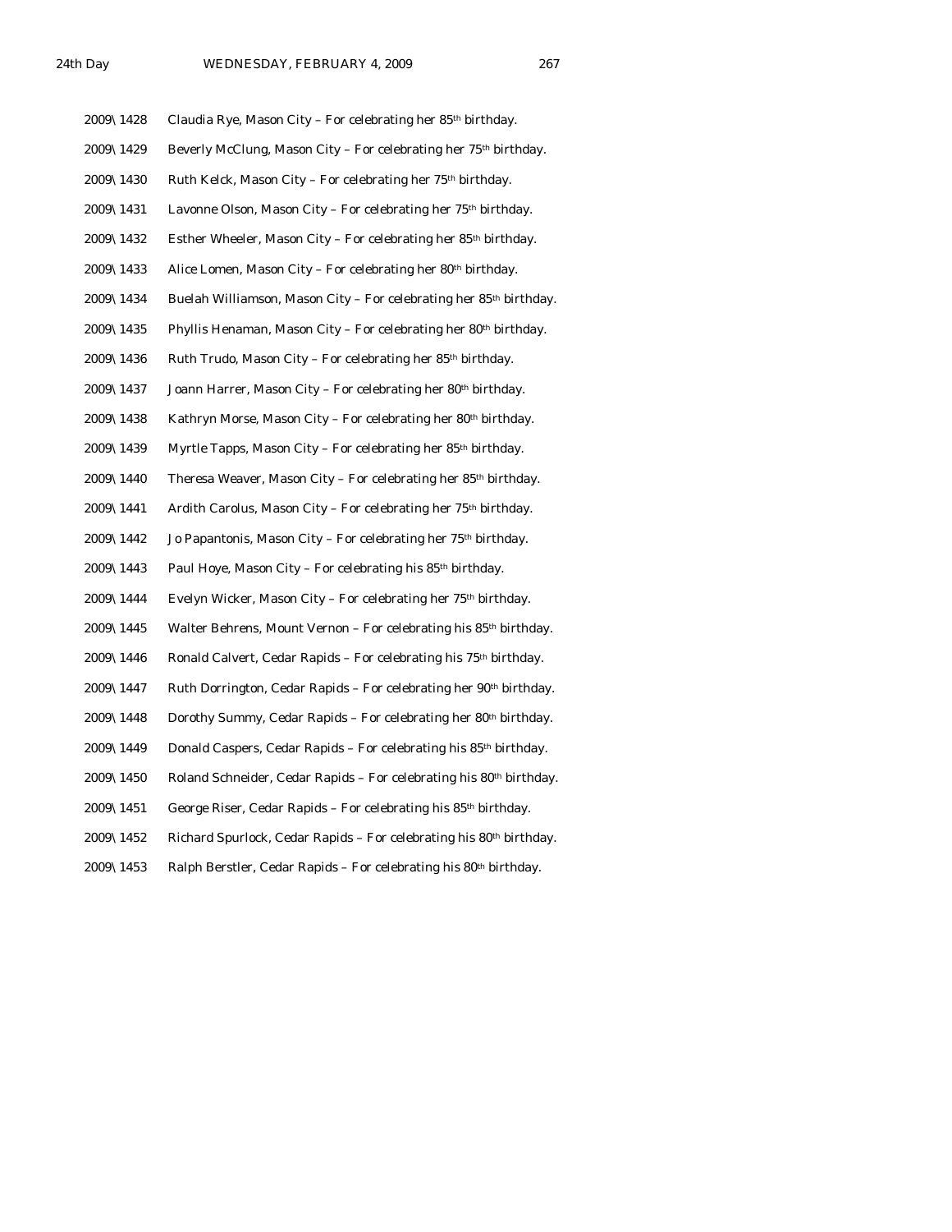2009\1428 Claudia Rye, Mason City – For celebrating her 85th birthday.

2009\1429 Beverly McClung, Mason City – For celebrating her 75th birthday.

2009\1430 Ruth Kelck, Mason City – For celebrating her 75th birthday.

2009\1431 Lavonne Olson, Mason City – For celebrating her 75th birthday.

2009\1432 Esther Wheeler, Mason City – For celebrating her 85th birthday.

2009\1433 Alice Lomen, Mason City – For celebrating her 80th birthday.

2009\1434 Buelah Williamson, Mason City – For celebrating her 85th birthday.

2009\1435 Phyllis Henaman, Mason City – For celebrating her 80th birthday.

2009\1436 Ruth Trudo, Mason City – For celebrating her 85th birthday.

2009\1437 Joann Harrer, Mason City – For celebrating her 80th birthday.

2009\1438 Kathryn Morse, Mason City – For celebrating her 80th birthday.

2009\1439 Myrtle Tapps, Mason City – For celebrating her 85th birthday.

2009\1440 Theresa Weaver, Mason City – For celebrating her 85th birthday.

2009\1441 Ardith Carolus, Mason City – For celebrating her 75th birthday.

2009\1442 Jo Papantonis, Mason City – For celebrating her 75th birthday.

2009\1443 Paul Hoye, Mason City – For celebrating his 85th birthday.

2009\1444 Evelyn Wicker, Mason City – For celebrating her 75th birthday.

2009\1445 Walter Behrens, Mount Vernon – For celebrating his 85th birthday.

2009\1446 Ronald Calvert, Cedar Rapids – For celebrating his 75th birthday.

2009\1447 Ruth Dorrington, Cedar Rapids – For celebrating her 90th birthday.

2009\1448 Dorothy Summy, Cedar Rapids – For celebrating her 80th birthday.

2009\1449 Donald Caspers, Cedar Rapids – For celebrating his 85th birthday.

2009\1450 Roland Schneider, Cedar Rapids – For celebrating his 80th birthday.

2009\1451 George Riser, Cedar Rapids – For celebrating his 85th birthday.

2009\1452 Richard Spurlock, Cedar Rapids – For celebrating his 80th birthday.

2009\1453 Ralph Berstler, Cedar Rapids – For celebrating his 80th birthday.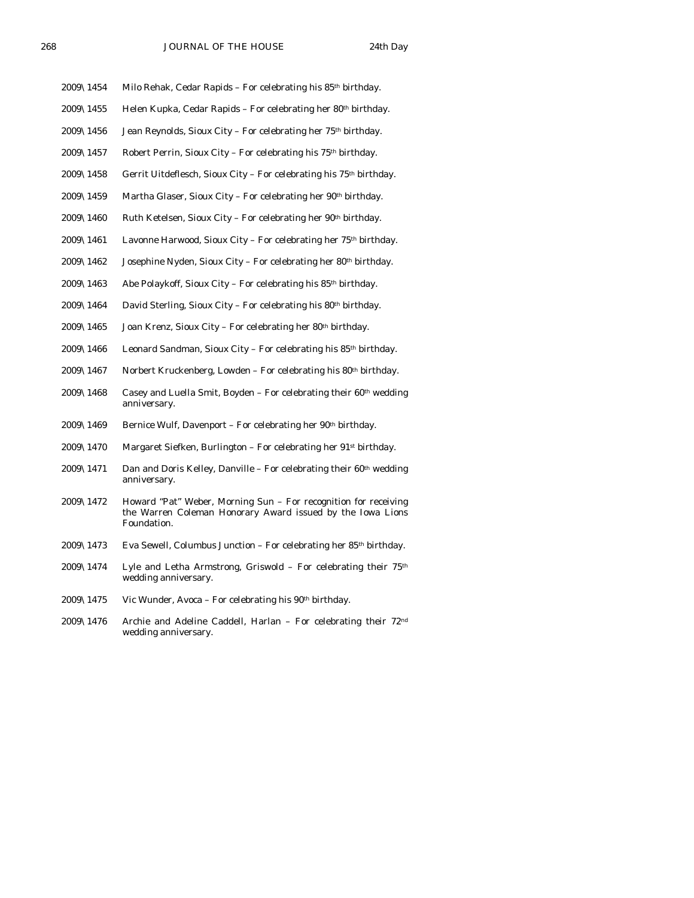2009\1454 Milo Rehak, Cedar Rapids – For celebrating his 85th birthday.

2009\1455 Helen Kupka, Cedar Rapids – For celebrating her 80th birthday.

2009\1456 Jean Reynolds, Sioux City – For celebrating her 75th birthday.

2009\1457 Robert Perrin, Sioux City – For celebrating his 75th birthday.

2009\1458 Gerrit Uitdeflesch, Sioux City – For celebrating his 75th birthday.

2009\1459 Martha Glaser, Sioux City – For celebrating her 90th birthday.

2009\1460 Ruth Ketelsen, Sioux City – For celebrating her 90th birthday.

2009\1461 Lavonne Harwood, Sioux City – For celebrating her 75th birthday.

2009\1462 Josephine Nyden, Sioux City – For celebrating her 80th birthday.

2009\1463 Abe Polaykoff, Sioux City – For celebrating his 85th birthday.

2009\1464 David Sterling, Sioux City – For celebrating his 80th birthday.

2009\1465 Joan Krenz, Sioux City – For celebrating her 80th birthday.

2009\1466 Leonard Sandman, Sioux City – For celebrating his 85th birthday.

2009\1467 Norbert Kruckenberg, Lowden – For celebrating his 80th birthday.

2009\1468 Casey and Luella Smit, Boyden – For celebrating their 60th wedding anniversary.

2009\1469 Bernice Wulf, Davenport – For celebrating her 90th birthday.

2009\1470 Margaret Siefken, Burlington – For celebrating her 91st birthday.

2009\1471 Dan and Doris Kelley, Danville – For celebrating their 60th wedding anniversary.

2009\1472 Howard "Pat" Weber, Morning Sun – For recognition for receiving the Warren Coleman Honorary Award issued by the Iowa Lions Foundation.

2009\1473 Eva Sewell, Columbus Junction – For celebrating her 85th birthday.

2009\1474 Lyle and Letha Armstrong, Griswold – For celebrating their 75th wedding anniversary.

2009\1475 Vic Wunder, Avoca – For celebrating his 90th birthday.

2009\1476 Archie and Adeline Caddell, Harlan – For celebrating their 72nd wedding anniversary.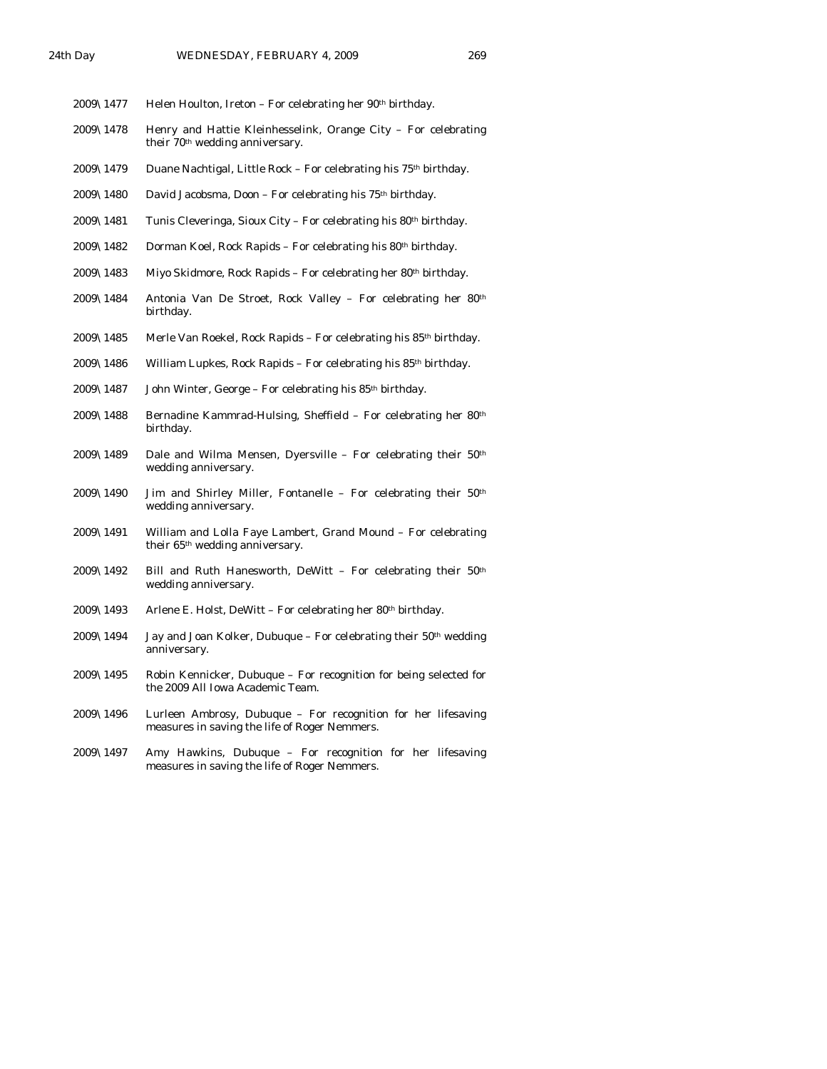| | |
|---|---|
| 2009\1477 | Helen Houlton, Ireton – For celebrating her 90th birthday. |
| 2009\1478 | Henry and Hattie Kleinhesselink, Orange City – For celebrating their 70th wedding anniversary. |
| 2009\1479 | Duane Nachtigal, Little Rock – For celebrating his 75th birthday. |
| 2009\1480 | David Jacobsma, Doon – For celebrating his 75th birthday. |
| 2009\1481 | Tunis Cleveringa, Sioux City – For celebrating his 80th birthday. |
| 2009\1482 | Dorman Koel, Rock Rapids – For celebrating his 80th birthday. |
| 2009\1483 | Miyo Skidmore, Rock Rapids – For celebrating her 80th birthday. |
| 2009\1484 | Antonia Van De Stroet, Rock Valley – For celebrating her 80th birthday. |
| 2009\1485 | Merle Van Roekel, Rock Rapids – For celebrating his 85th birthday. |
| 2009\1486 | William Lupkes, Rock Rapids – For celebrating his 85th birthday. |
| 2009\1487 | John Winter, George – For celebrating his 85th birthday. |
| 2009\1488 | Bernadine Kammrad-Hulsing, Sheffield – For celebrating her 80th birthday. |
| 2009\1489 | Dale and Wilma Mensen, Dyersville – For celebrating their 50th wedding anniversary. |
| 2009\1490 | Jim and Shirley Miller, Fontanelle – For celebrating their 50th wedding anniversary. |
| 2009\1491 | William and Lolla Faye Lambert, Grand Mound – For celebrating their 65th wedding anniversary. |
| 2009\1492 | Bill and Ruth Hanesworth, DeWitt – For celebrating their 50th wedding anniversary. |
| 2009\1493 | Arlene E. Holst, DeWitt – For celebrating her 80th birthday. |
| 2009\1494 | Jay and Joan Kolker, Dubuque – For celebrating their 50th wedding anniversary. |
| 2009\1495 | Robin Kennicker, Dubuque – For recognition for being selected for the 2009 All Iowa Academic Team. |
| 2009\1496 | Lurleen Ambrosy, Dubuque – For recognition for her lifesaving measures in saving the life of Roger Nemmers. |
| 2009\1497 | Amy Hawkins, Dubuque – For recognition for her lifesaving measures in saving the life of Roger Nemmers. |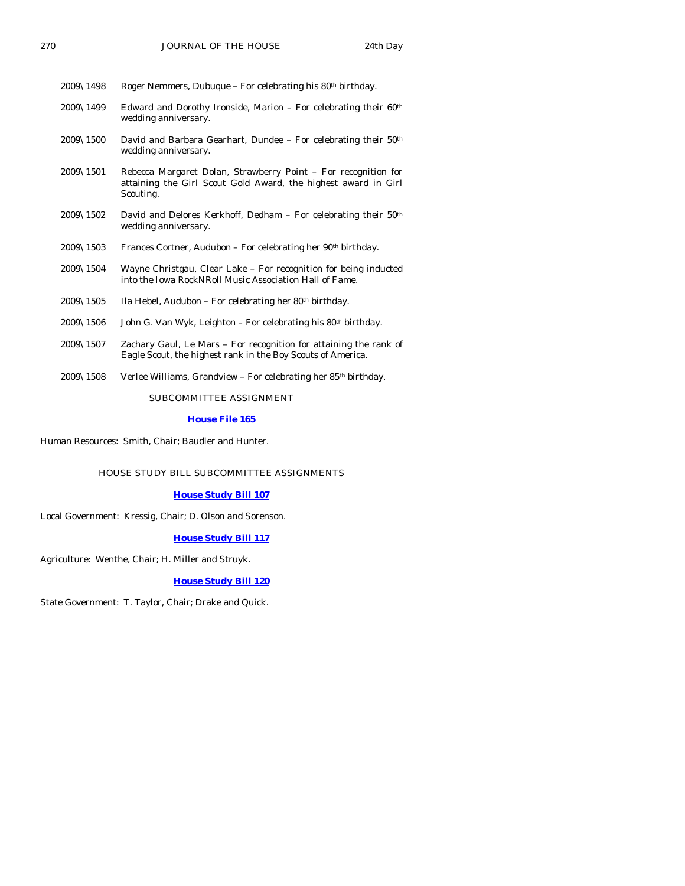2009\1498 Roger Nemmers, Dubuque – For celebrating his 80th birthday.

2009\1499 Edward and Dorothy Ironside, Marion – For celebrating their 60th wedding anniversary.

2009\1500 David and Barbara Gearhart, Dundee – For celebrating their 50th wedding anniversary.

2009\1501 Rebecca Margaret Dolan, Strawberry Point – For recognition for attaining the Girl Scout Gold Award, the highest award in Girl Scouting.

2009\1502 David and Delores Kerkhoff, Dedham – For celebrating their 50th wedding anniversary.

2009\1503 Frances Cortner, Audubon – For celebrating her 90th birthday.

2009\1504 Wayne Christgau, Clear Lake – For recognition for being inducted into the Iowa RockNRoll Music Association Hall of Fame.

2009\1505 Ila Hebel, Audubon – For celebrating her 80th birthday.

2009\1506 John G. Van Wyk, Leighton – For celebrating his 80th birthday.

2009\1507 Zachary Gaul, Le Mars – For recognition for attaining the rank of Eagle Scout, the highest rank in the Boy Scouts of America.

2009\1508 Verlee Williams, Grandview – For celebrating her 85th birthday.

SUBCOMMITTEE ASSIGNMENT

**House File 165**

Human Resources: Smith, Chair; Baudler and Hunter.

HOUSE STUDY BILL SUBCOMMITTEE ASSIGNMENTS

**House Study Bill 107**

Local Government: Kressig, Chair; D. Olson and Sorenson.

**House Study Bill 117**

Agriculture: Wenthe, Chair; H. Miller and Struyk.

**House Study Bill 120**

State Government: T. Taylor, Chair; Drake and Quick.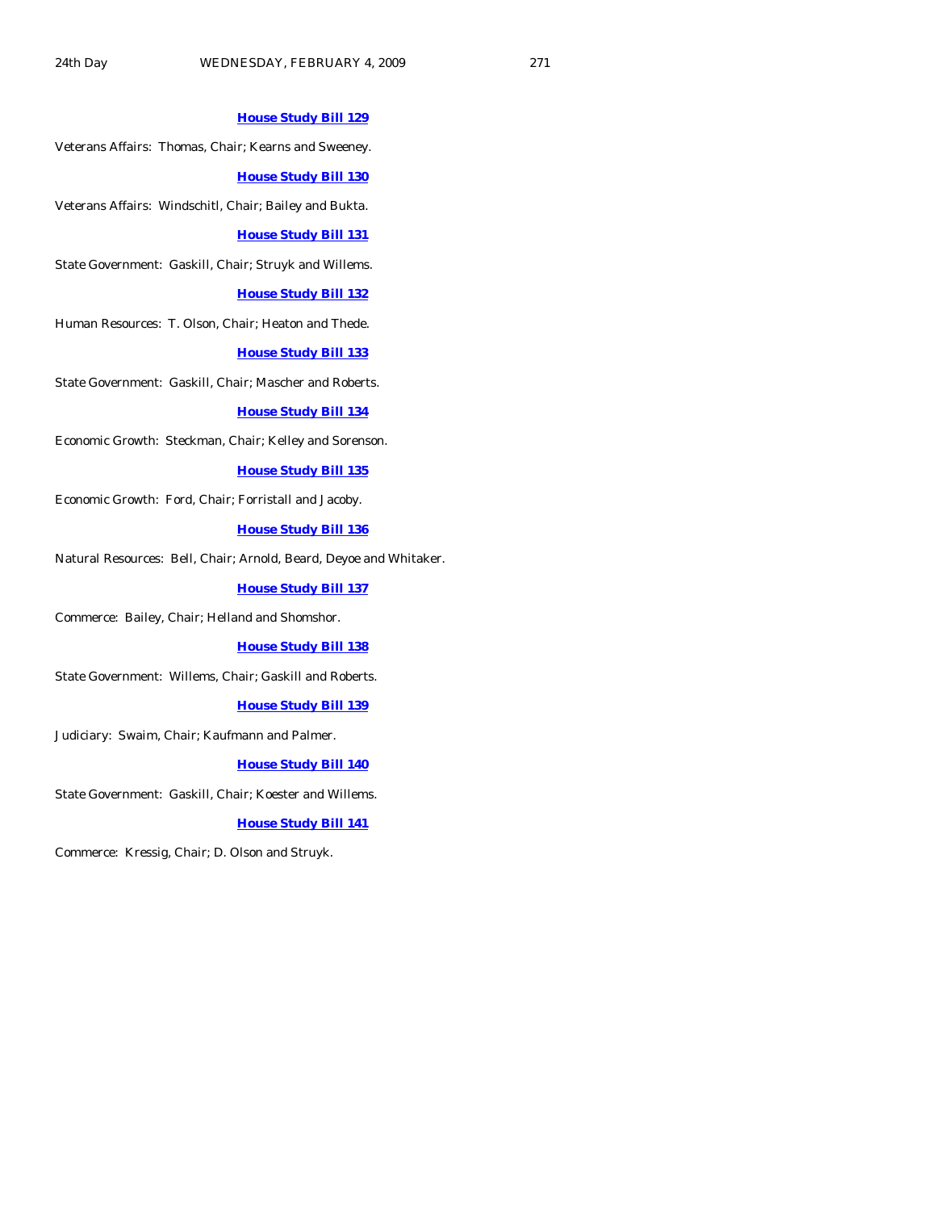**House Study Bill 129**

Veterans Affairs: Thomas, Chair; Kearns and Sweeney.

**House Study Bill 130**

Veterans Affairs: Windschitl, Chair; Bailey and Bukta.

**House Study Bill 131**

State Government: Gaskill, Chair; Struyk and Willems.

**House Study Bill 132**

Human Resources: T. Olson, Chair; Heaton and Thede.

**House Study Bill 133**

State Government: Gaskill, Chair; Mascher and Roberts.

**House Study Bill 134**

Economic Growth: Steckman, Chair; Kelley and Sorenson.

**House Study Bill 135**

Economic Growth: Ford, Chair; Forristall and Jacoby.

**House Study Bill 136**

Natural Resources: Bell, Chair; Arnold, Beard, Deyoe and Whitaker.

**House Study Bill 137**

Commerce: Bailey, Chair; Helland and Shomshor.

**House Study Bill 138**

State Government: Willems, Chair; Gaskill and Roberts.

**House Study Bill 139**

Judiciary: Swaim, Chair; Kaufmann and Palmer.

**House Study Bill 140**

State Government: Gaskill, Chair; Koester and Willems.

**House Study Bill 141**

Commerce: Kressig, Chair; D. Olson and Struyk.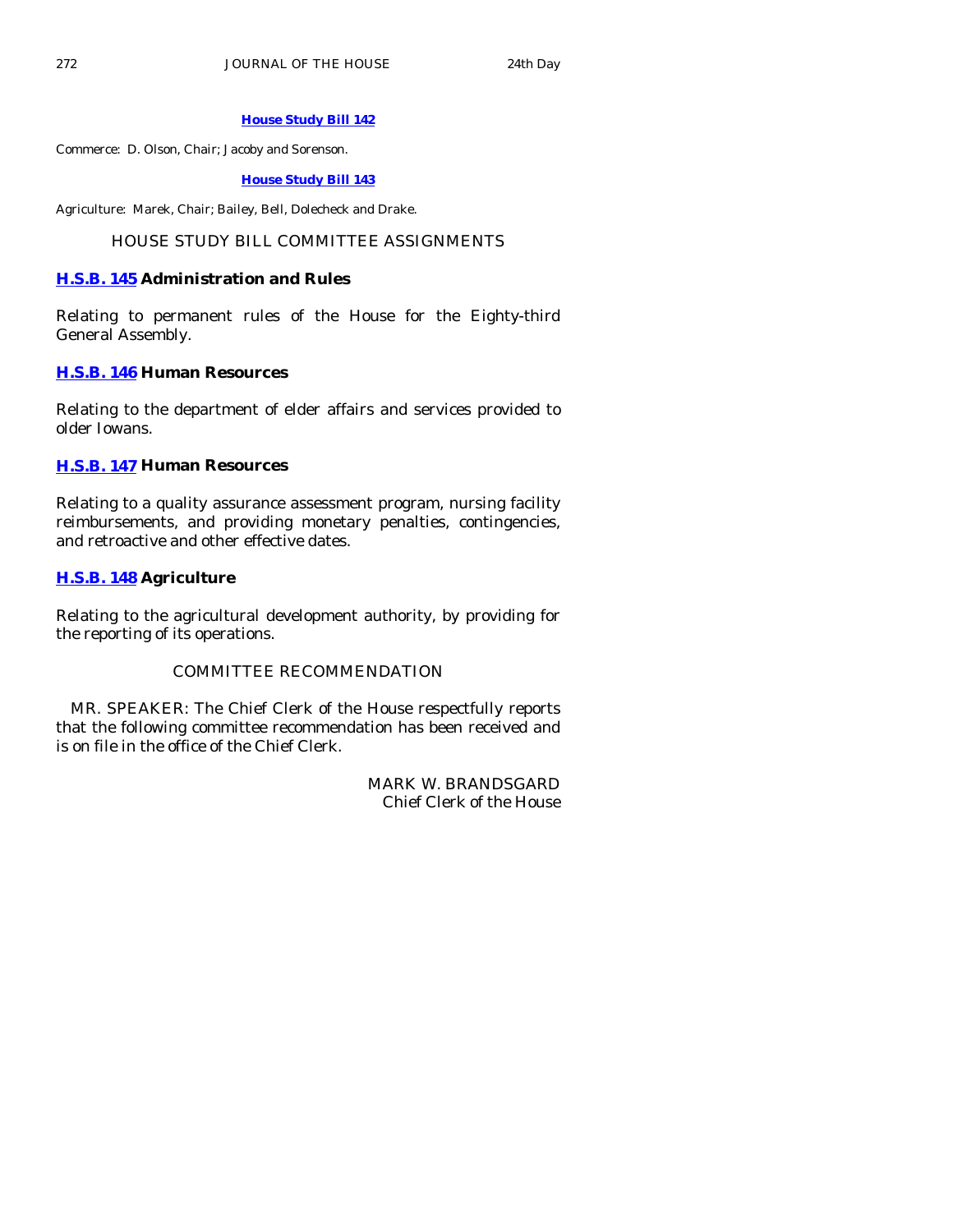**House Study Bill 142**

Commerce: D. Olson, Chair; Jacoby and Sorenson.

**House Study Bill 143**

Agriculture: Marek, Chair; Bailey, Bell, Dolecheck and Drake.

## HOUSE STUDY BILL COMMITTEE ASSIGNMENTS

**H.S.B. 145 Administration and Rules**

Relating to permanent rules of the House for the Eighty-third General Assembly.

**H.S.B. 146 Human Resources**

Relating to the department of elder affairs and services provided to older Iowans.

**H.S.B. 147 Human Resources**

Relating to a quality assurance assessment program, nursing facility reimbursements, and providing monetary penalties, contingencies, and retroactive and other effective dates.

**H.S.B. 148 Agriculture**

Relating to the agricultural development authority, by providing for the reporting of its operations.

## COMMITTEE RECOMMENDATION

MR. SPEAKER: The Chief Clerk of the House respectfully reports that the following committee recommendation has been received and is on file in the office of the Chief Clerk.

MARK W. BRANDSGARD
Chief Clerk of the House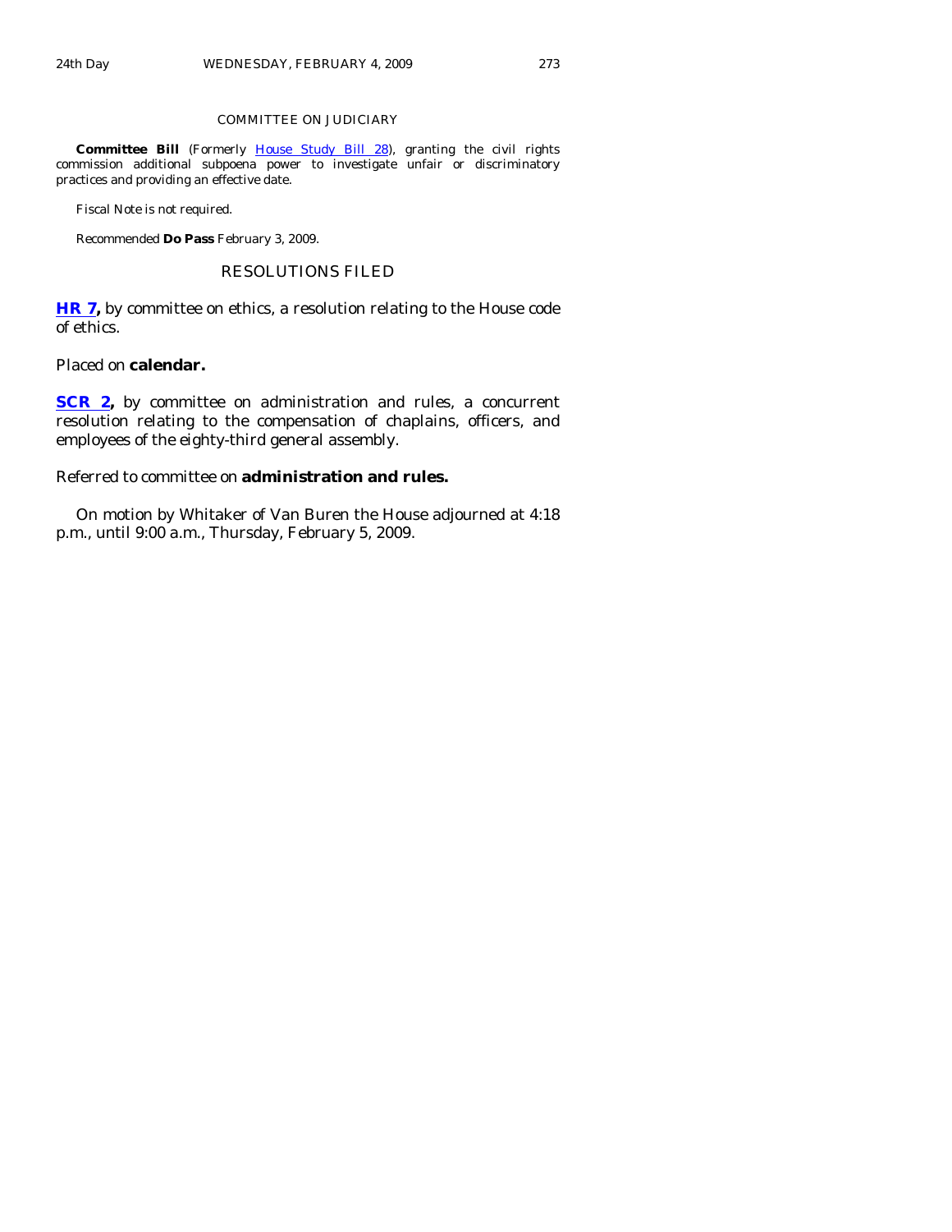COMMITTEE ON JUDICIARY

**Committee Bill** (Formerly House Study Bill 28), granting the civil rights commission additional subpoena power to investigate unfair or discriminatory practices and providing an effective date.

Fiscal Note is not required.

Recommended **Do Pass** February 3, 2009.

## RESOLUTIONS FILED

**HR 7,** by committee on ethics, a resolution relating to the House code of ethics.

Placed on **calendar.**

**SCR 2,** by committee on administration and rules, a concurrent resolution relating to the compensation of chaplains, officers, and employees of the eighty-third general assembly.

Referred to committee on **administration and rules.**

On motion by Whitaker of Van Buren the House adjourned at 4:18 p.m., until 9:00 a.m., Thursday, February 5, 2009.